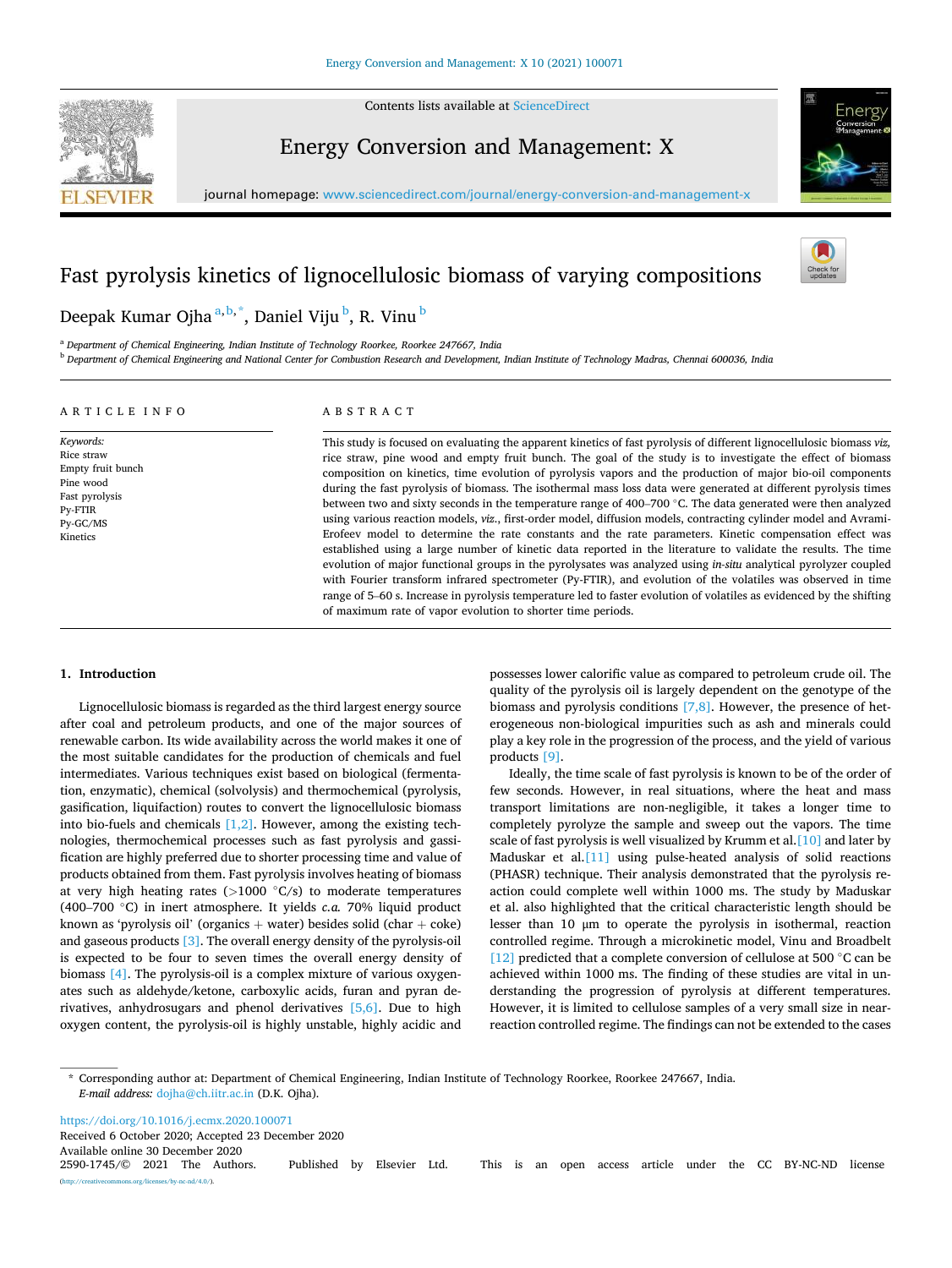# Fast pyrolysis kinetics of lignocellulosic biomass of varying compositions

Deepak Kumar Ojha [a,b,*], Daniel Viju [b], R. Vinu [b]

[a] Department of Chemical Engineering, Indian Institute of Technology Roorkee, Roorkee 247667, India

[b] Department of Chemical Engineering and National Center for Combustion Research and Development, Indian Institute of Technology Madras, Chennai 600036, India

## ARTICLE INFO

*Keywords:*
Rice straw
Empty fruit bunch
Pine wood
Fast pyrolysis
Py-FTIR
Py-GC/MS
Kinetics

## ABSTRACT

This study is focused on evaluating the apparent kinetics of fast pyrolysis of different lignocellulosic biomass *viz,* rice straw, pine wood and empty fruit bunch. The goal of the study is to investigate the effect of biomass composition on kinetics, time evolution of pyrolysis vapors and the production of major bio-oil components during the fast pyrolysis of biomass. The isothermal mass loss data were generated at different pyrolysis times between two and sixty seconds in the temperature range of 400–700 °C. The data generated were then analyzed using various reaction models, *viz.*, first-order model, diffusion models, contracting cylinder model and Avrami-Erofeev model to determine the rate constants and the rate parameters. Kinetic compensation effect was established using a large number of kinetic data reported in the literature to validate the results. The time evolution of major functional groups in the pyrolysates was analyzed using *in-situ* analytical pyrolyzer coupled with Fourier transform infrared spectrometer (Py-FTIR), and evolution of the volatiles was observed in time range of 5–60 s. Increase in pyrolysis temperature led to faster evolution of volatiles as evidenced by the shifting of maximum rate of vapor evolution to shorter time periods.

## 1. Introduction

Lignocellulosic biomass is regarded as the third largest energy source after coal and petroleum products, and one of the major sources of renewable carbon. Its wide availability across the world makes it one of the most suitable candidates for the production of chemicals and fuel intermediates. Various techniques exist based on biological (fermentation, enzymatic), chemical (solvolysis) and thermochemical (pyrolysis, gasification, liquifaction) routes to convert the lignocellulosic biomass into bio-fuels and chemicals [1,2]. However, among the existing technologies, thermochemical processes such as fast pyrolysis and gassification are highly preferred due to shorter processing time and value of products obtained from them. Fast pyrolysis involves heating of biomass at very high heating rates (>1000 °C/s) to moderate temperatures (400–700 °C) in inert atmosphere. It yields *c.a.* 70% liquid product known as 'pyrolysis oil' (organics + water) besides solid (char + coke) and gaseous products [3]. The overall energy density of the pyrolysis-oil is expected to be four to seven times the overall energy density of biomass [4]. The pyrolysis-oil is a complex mixture of oxygenates such as aldehyde/ketone, carboxylic acids, furan and pyran derivatives, anhydrosugars and phenol derivatives [5,6]. Due to high oxygen content, the pyrolysis-oil is highly unstable, highly acidic and possesses lower calorific value as compared to petroleum crude oil. The quality of the pyrolysis oil is largely dependent on the genotype of the biomass and pyrolysis conditions [7,8]. However, the presence of heterogeneous non-biological impurities such as ash and minerals could play a key role in the progression of the process, and the yield of various products [9].

Ideally, the time scale of fast pyrolysis is known to be of the order of few seconds. However, in real situations, where the heat and mass transport limitations are non-negligible, it takes a longer time to completely pyrolyze the sample and sweep out the vapors. The time scale of fast pyrolysis is well visualized by Krumm et al.[10] and later by Maduskar et al.[11] using pulse-heated analysis of solid reactions (PHASR) technique. Their analysis demonstrated that the pyrolysis reaction could complete well within 1000 ms. The study by Maduskar et al. also highlighted that the critical characteristic length should be lesser than 10 μm to operate the pyrolysis in isothermal, reaction controlled regime. Through a microkinetic model, Vinu and Broadbelt [12] predicted that a complete conversion of cellulose at 500 °C can be achieved within 1000 ms. The finding of these studies are vital in understanding the progression of pyrolysis at different temperatures. However, it is limited to cellulose samples of a very small size in near-reaction controlled regime. The findings can not be extended to the cases

* Corresponding author at: Department of Chemical Engineering, Indian Institute of Technology Roorkee, Roorkee 247667, India.
*E-mail address:* dojha@ch.iitr.ac.in (D.K. Ojha).

https://doi.org/10.1016/j.ecmx.2020.100071
Received 6 October 2020; Accepted 23 December 2020
Available online 30 December 2020
2590-1745/© 2021 The Authors. Published by Elsevier Ltd. This is an open access article under the CC BY-NC-ND license (http://creativecommons.org/licenses/by-nc-nd/4.0/).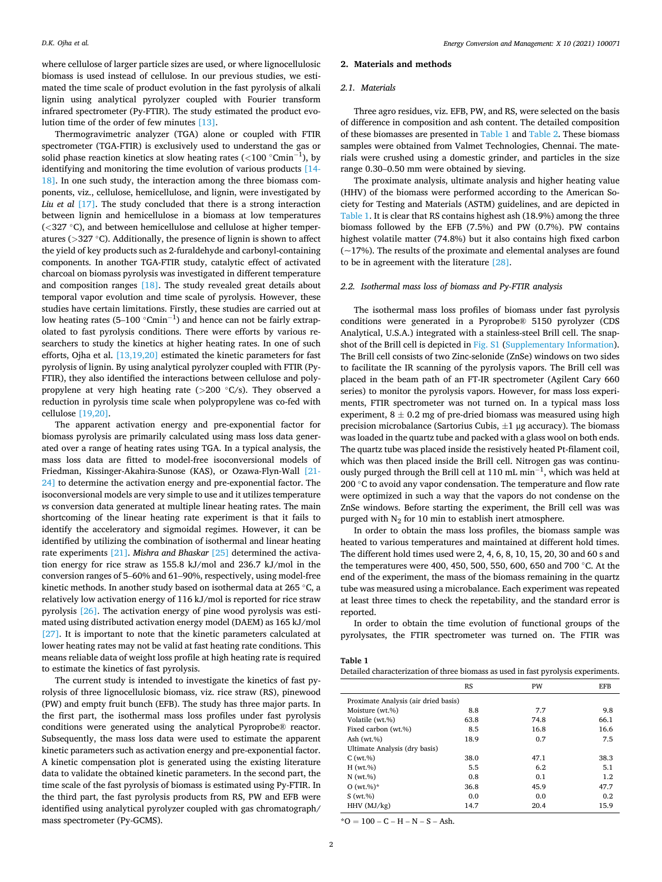where cellulose of larger particle sizes are used, or where lignocellulosic biomass is used instead of cellulose. In our previous studies, we estimated the time scale of product evolution in the fast pyrolysis of alkali lignin using analytical pyrolyzer coupled with Fourier transform infrared spectrometer (Py-FTIR). The study estimated the product evolution time of the order of few minutes [13].

Thermogravimetric analyzer (TGA) alone or coupled with FTIR spectrometer (TGA-FTIR) is exclusively used to understand the gas or solid phase reaction kinetics at slow heating rates (<100 °Cmin$^{-1}$), by identifying and monitoring the time evolution of various products [14-18]. In one such study, the interaction among the three biomass components, viz., cellulose, hemicellulose, and lignin, were investigated by *Liu et al* [17]. The study concluded that there is a strong interaction between lignin and hemicellulose in a biomass at low temperatures (<327 °C), and between hemicellulose and cellulose at higher temperatures (>327 °C). Additionally, the presence of lignin is shown to affect the yield of key products such as 2-furaldehyde and carbonyl-containing components. In another TGA-FTIR study, catalytic effect of activated charcoal on biomass pyrolysis was investigated in different temperature and composition ranges [18]. The study revealed great details about temporal vapor evolution and time scale of pyrolysis. However, these studies have certain limitations. Firstly, these studies are carried out at low heating rates (5–100 °Cmin$^{-1}$) and hence can not be fairly extrapolated to fast pyrolysis conditions. There were efforts by various researchers to study the kinetics at higher heating rates. In one of such efforts, Ojha et al. [13,19,20] estimated the kinetic parameters for fast pyrolysis of lignin. By using analytical pyrolyzer coupled with FTIR (Py-FTIR), they also identified the interactions between cellulose and polypropylene at very high heating rate (>200 °C/s). They observed a reduction in pyrolysis time scale when polypropylene was co-fed with cellulose [19,20].

The apparent activation energy and pre-exponential factor for biomass pyrolysis are primarily calculated using mass loss data generated over a range of heating rates using TGA. In a typical analysis, the mass loss data are fitted to model-free isoconversional models of Friedman, Kissinger-Akahira-Sunose (KAS), or Ozawa-Flyn-Wall [21-24] to determine the activation energy and pre-exponential factor. The isoconversional models are very simple to use and it utilizes temperature *vs* conversion data generated at multiple linear heating rates. The main shortcoming of the linear heating rate experiment is that it fails to identify the acceleratory and sigmoidal regimes. However, it can be identified by utilizing the combination of isothermal and linear heating rate experiments [21]. *Mishra and Bhaskar* [25] determined the activation energy for rice straw as 155.8 kJ/mol and 236.7 kJ/mol in the conversion ranges of 5–60% and 61–90%, respectively, using model-free kinetic methods. In another study based on isothermal data at 265 °C, a relatively low activation energy of 116 kJ/mol is reported for rice straw pyrolysis [26]. The activation energy of pine wood pyrolysis was estimated using distributed activation energy model (DAEM) as 165 kJ/mol [27]. It is important to note that the kinetic parameters calculated at lower heating rates may not be valid at fast heating rate conditions. This means reliable data of weight loss profile at high heating rate is required to estimate the kinetics of fast pyrolysis.

The current study is intended to investigate the kinetics of fast pyrolysis of three lignocellulosic biomass, viz. rice straw (RS), pinewood (PW) and empty fruit bunch (EFB). The study has three major parts. In the first part, the isothermal mass loss profiles under fast pyrolysis conditions were generated using the analytical Pyroprobe® reactor. Subsequently, the mass loss data were used to estimate the apparent kinetic parameters such as activation energy and pre-exponential factor. A kinetic compensation plot is generated using the existing literature data to validate the obtained kinetic parameters. In the second part, the time scale of the fast pyrolysis of biomass is estimated using Py-FTIR. In the third part, the fast pyrolysis products from RS, PW and EFB were identified using analytical pyrolyzer coupled with gas chromatograph/mass spectrometer (Py-GCMS).

## 2. Materials and methods

### 2.1. Materials

Three agro residues, viz. EFB, PW, and RS, were selected on the basis of difference in composition and ash content. The detailed composition of these biomasses are presented in Table 1 and Table 2. These biomass samples were obtained from Valmet Technologies, Chennai. The materials were crushed using a domestic grinder, and particles in the size range 0.30–0.50 mm were obtained by sieving.

The proximate analysis, ultimate analysis and higher heating value (HHV) of the biomass were performed according to the American Society for Testing and Materials (ASTM) guidelines, and are depicted in Table 1. It is clear that RS contains highest ash (18.9%) among the three biomass followed by the EFB (7.5%) and PW (0.7%). PW contains highest volatile matter (74.8%) but it also contains high fixed carbon (~17%). The results of the proximate and elemental analyses are found to be in agreement with the literature [28].

### 2.2. Isothermal mass loss of biomass and Py-FTIR analysis

The isothermal mass loss profiles of biomass under fast pyrolysis conditions were generated in a Pyroprobe® 5150 pyrolyzer (CDS Analytical, U.S.A.) integrated with a stainless-steel Brill cell. The snapshot of the Brill cell is depicted in Fig. S1 (Supplementary Information). The Brill cell consists of two Zinc-selonide (ZnSe) windows on two sides to facilitate the IR scanning of the pyrolysis vapors. The Brill cell was placed in the beam path of an FT-IR spectrometer (Agilent Cary 660 series) to monitor the pyrolysis vapors. However, for mass loss experiments, FTIR spectrometer was not turned on. In a typical mass loss experiment, 8 ± 0.2 mg of pre-dried biomass was measured using high precision microbalance (Sartorius Cubis, ±1 μg accuracy). The biomass was loaded in the quartz tube and packed with a glass wool on both ends. The quartz tube was placed inside the resistively heated Pt-filament coil, which was then placed inside the Brill cell. Nitrogen gas was continuously purged through the Brill cell at 110 mL min$^{-1}$, which was held at 200 °C to avoid any vapor condensation. The temperature and flow rate were optimized in such a way that the vapors do not condense on the ZnSe windows. Before starting the experiment, the Brill cell was was purged with $N_2$ for 10 min to establish inert atmosphere.

In order to obtain the mass loss profiles, the biomass sample was heated to various temperatures and maintained at different hold times. The different hold times used were 2, 4, 6, 8, 10, 15, 20, 30 and 60 s and the temperatures were 400, 450, 500, 550, 600, 650 and 700 °C. At the end of the experiment, the mass of the biomass remaining in the quartz tube was measured using a microbalance. Each experiment was repeated at least three times to check the repetability, and the standard error is reported.

In order to obtain the time evolution of functional groups of the pyrolysates, the FTIR spectrometer was turned on. The FTIR was

**Table 1**
Detailed characterization of three biomass as used in fast pyrolysis experiments.

| | RS | PW | EFB |
|---|---|---|---|
| Proximate Analysis (air dried basis) | | | |
| Moisture (wt.%) | 8.8 | 7.7 | 9.8 |
| Volatile (wt.%) | 63.8 | 74.8 | 66.1 |
| Fixed carbon (wt.%) | 8.5 | 16.8 | 16.6 |
| Ash (wt.%) | 18.9 | 0.7 | 7.5 |
| Ultimate Analysis (dry basis) | | | |
| C (wt.%) | 38.0 | 47.1 | 38.3 |
| H (wt.%) | 5.5 | 6.2 | 5.1 |
| N (wt.%) | 0.8 | 0.1 | 1.2 |
| O (wt.%)* | 36.8 | 45.9 | 47.7 |
| S (wt.%) | 0.0 | 0.0 | 0.2 |
| HHV (MJ/kg) | 14.7 | 20.4 | 15.9 |

*O = 100 – C – H – N – S – Ash.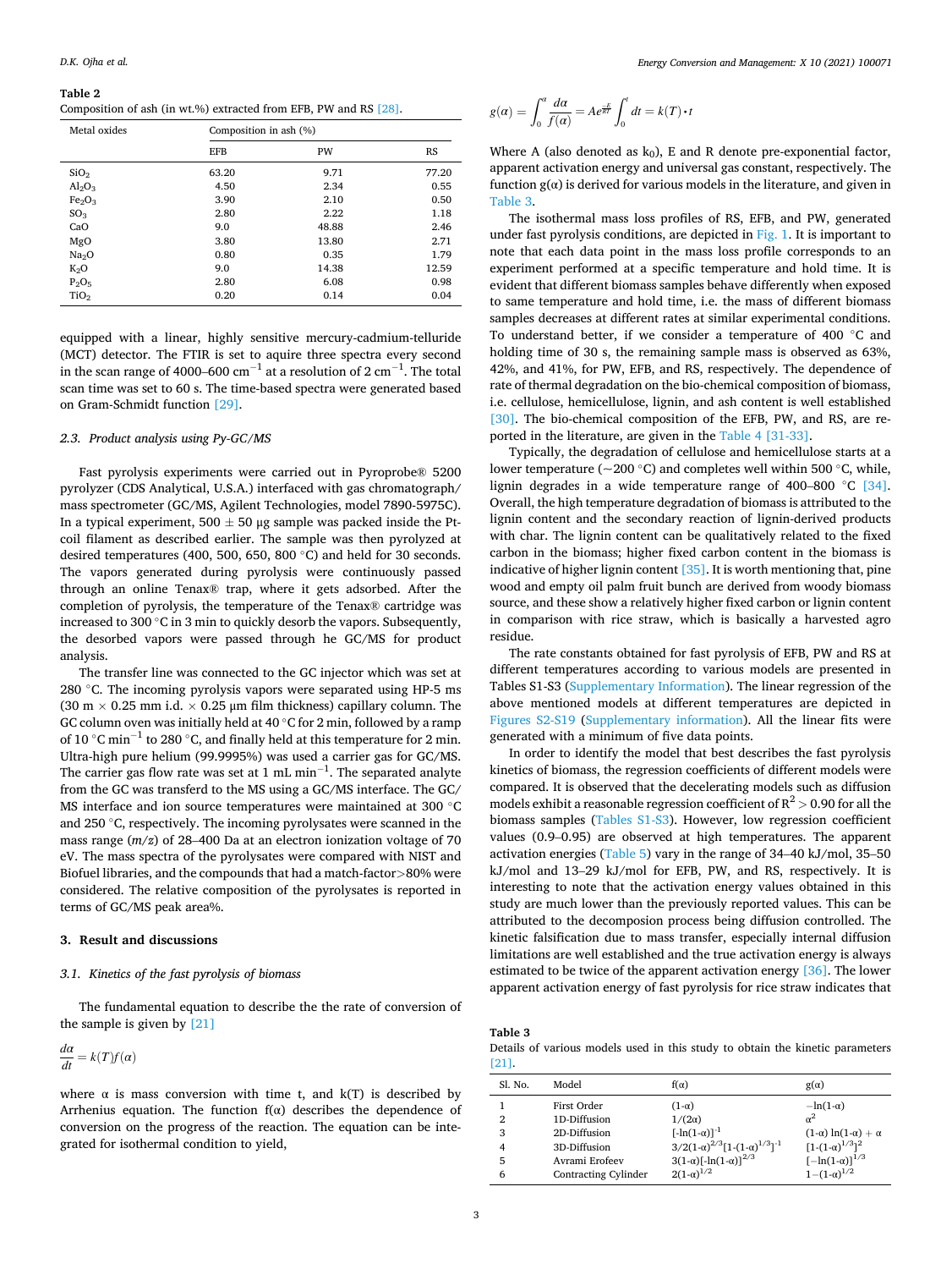**Table 2**
Composition of ash (in wt.%) extracted from EFB, PW and RS [28].

| Metal oxides | Composition in ash (%) | | |
|---|---|---|---|
| | EFB | PW | RS |
| $SiO_2$ | 63.20 | 9.71 | 77.20 |
| $Al_2O_3$ | 4.50 | 2.34 | 0.55 |
| $Fe_2O_3$ | 3.90 | 2.10 | 0.50 |
| $SO_3$ | 2.80 | 2.22 | 1.18 |
| CaO | 9.0 | 48.88 | 2.46 |
| MgO | 3.80 | 13.80 | 2.71 |
| $Na_2O$ | 0.80 | 0.35 | 1.79 |
| $K_2O$ | 9.0 | 14.38 | 12.59 |
| $P_2O_5$ | 2.80 | 6.08 | 0.98 |
| $TiO_2$ | 0.20 | 0.14 | 0.04 |

equipped with a linear, highly sensitive mercury-cadmium-telluride (MCT) detector. The FTIR is set to aquire three spectra every second in the scan range of 4000–600 $cm^{-1}$ at a resolution of 2 $cm^{-1}$. The total scan time was set to 60 s. The time-based spectra were generated based on Gram-Schmidt function [29].

### 2.3. Product analysis using Py-GC/MS

Fast pyrolysis experiments were carried out in Pyroprobe® 5200 pyrolyzer (CDS Analytical, U.S.A.) interfaced with gas chromatograph/mass spectrometer (GC/MS, Agilent Technologies, model 7890-5975C). In a typical experiment, 500 ± 50 μg sample was packed inside the Pt-coil filament as described earlier. The sample was then pyrolyzed at desired temperatures (400, 500, 650, 800 °C) and held for 30 seconds. The vapors generated during pyrolysis were continuously passed through an online Tenax® trap, where it gets adsorbed. After the completion of pyrolysis, the temperature of the Tenax® cartridge was increased to 300 °C in 3 min to quickly desorb the vapors. Subsequently, the desorbed vapors were passed through he GC/MS for product analysis.

The transfer line was connected to the GC injector which was set at 280 °C. The incoming pyrolysis vapors were separated using HP-5 ms (30 m × 0.25 mm i.d. × 0.25 μm film thickness) capillary column. The GC column oven was initially held at 40 °C for 2 min, followed by a ramp of 10 °C $min^{-1}$ to 280 °C, and finally held at this temperature for 2 min. Ultra-high pure helium (99.9995%) was used a carrier gas for GC/MS. The carrier gas flow rate was set at 1 mL $min^{-1}$. The separated analyte from the GC was transferd to the MS using a GC/MS interface. The GC/MS interface and ion source temperatures were maintained at 300 °C and 250 °C, respectively. The incoming pyrolysates were scanned in the mass range (*m/z*) of 28–400 Da at an electron ionization voltage of 70 eV. The mass spectra of the pyrolysates were compared with NIST and Biofuel libraries, and the compounds that had a match-factor>80% were considered. The relative composition of the pyrolysates is reported in terms of GC/MS peak area%.

## 3. Result and discussions

### 3.1. Kinetics of the fast pyrolysis of biomass

The fundamental equation to describe the the rate of conversion of the sample is given by [21]

$$\frac{d\alpha}{dt} = k(T)f(\alpha)$$

where α is mass conversion with time t, and k(T) is described by Arrhenius equation. The function f(α) describes the dependence of conversion on the progress of the reaction. The equation can be integrated for isothermal condition to yield,

$$g(\alpha) = \int_0^\alpha \frac{d\alpha}{f(\alpha)} = Ae^{\frac{-E}{RT}}\int_0^t dt = k(T)\cdot t$$

Where A (also denoted as $k_0$), E and R denote pre-exponential factor, apparent activation energy and universal gas constant, respectively. The function g(α) is derived for various models in the literature, and given in Table 3.

The isothermal mass loss profiles of RS, EFB, and PW, generated under fast pyrolysis conditions, are depicted in Fig. 1. It is important to note that each data point in the mass loss profile corresponds to an experiment performed at a specific temperature and hold time. It is evident that different biomass samples behave differently when exposed to same temperature and hold time, i.e. the mass of different biomass samples decreases at different rates at similar experimental conditions. To understand better, if we consider a temperature of 400 °C and holding time of 30 s, the remaining sample mass is observed as 63%, 42%, and 41%, for PW, EFB, and RS, respectively. The dependence of rate of thermal degradation on the bio-chemical composition of biomass, i.e. cellulose, hemicellulose, lignin, and ash content is well established [30]. The bio-chemical composition of the EFB, PW, and RS, are reported in the literature, are given in the Table 4 [31-33].

Typically, the degradation of cellulose and hemicellulose starts at a lower temperature (~200 °C) and completes well within 500 °C, while, lignin degrades in a wide temperature range of 400–800 °C [34]. Overall, the high temperature degradation of biomass is attributed to the lignin content and the secondary reaction of lignin-derived products with char. The lignin content can be qualitatively related to the fixed carbon in the biomass; higher fixed carbon content in the biomass is indicative of higher lignin content [35]. It is worth mentioning that, pine wood and empty oil palm fruit bunch are derived from woody biomass source, and these show a relatively higher fixed carbon or lignin content in comparison with rice straw, which is basically a harvested agro residue.

The rate constants obtained for fast pyrolysis of EFB, PW and RS at different temperatures according to various models are presented in Tables S1-S3 (Supplementary Information). The linear regression of the above mentioned models at different temperatures are depicted in Figures S2-S19 (Supplementary information). All the linear fits were generated with a minimum of five data points.

In order to identify the model that best describes the fast pyrolysis kinetics of biomass, the regression coefficients of different models were compared. It is observed that the decelerating models such as diffusion models exhibit a reasonable regression coefficient of $R^2 > 0.90$ for all the biomass samples (Tables S1-S3). However, low regression coefficient values (0.9–0.95) are observed at high temperatures. The apparent activation energies (Table 5) vary in the range of 34–40 kJ/mol, 35–50 kJ/mol and 13–29 kJ/mol for EFB, PW, and RS, respectively. It is interesting to note that the activation energy values obtained in this study are much lower than the previously reported values. This can be attributed to the decomposition process being diffusion controlled. The kinetic falsification due to mass transfer, especially internal diffusion limitations are well established and the true activation energy is always estimated to be twice of the apparent activation energy [36]. The lower apparent activation energy of fast pyrolysis for rice straw indicates that

**Table 3**
Details of various models used in this study to obtain the kinetic parameters [21].

| Sl. No. | Model | f(α) | g(α) |
|---|---|---|---|
| 1 | First Order | (1-α) | −ln(1-α) |
| 2 | 1D-Diffusion | 1/(2α) | $\alpha^2$ |
| 3 | 2D-Diffusion | $[-\ln(1-\alpha)]^{-1}$ | (1-α) ln(1-α) + α |
| 4 | 3D-Diffusion | $3/2(1-\alpha)^{2/3}[1-(1-\alpha)^{1/3}]^{-1}$ | $[1-(1-\alpha)^{1/3}]^2$ |
| 5 | Avrami Erofeev | $3(1-\alpha)[-\ln(1-\alpha)]^{2/3}$ | $[-\ln(1-\alpha)]^{1/3}$ |
| 6 | Contracting Cylinder | $2(1-\alpha)^{1/2}$ | $1-(1-\alpha)^{1/2}$ |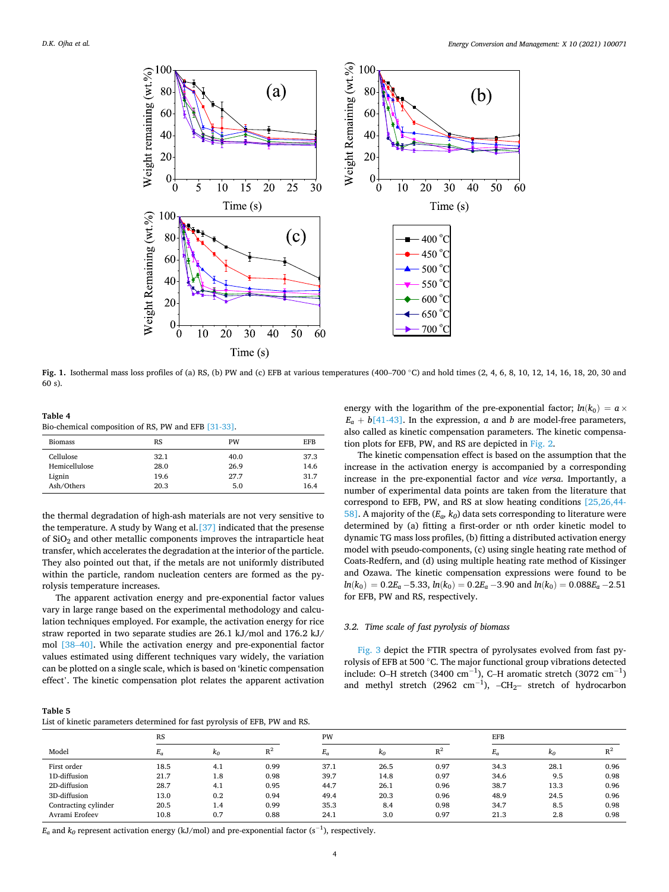Fig. 1. Isothermal mass loss profiles of (a) RS, (b) PW and (c) EFB at various temperatures (400–700 °C) and hold times (2, 4, 6, 8, 10, 12, 14, 16, 18, 20, 30 and 60 s).

Table 4
Bio-chemical composition of RS, PW and EFB [31-33].

| Biomass | RS | PW | EFB |
|---|---|---|---|
| Cellulose | 32.1 | 40.0 | 37.3 |
| Hemicellulose | 28.0 | 26.9 | 14.6 |
| Lignin | 19.6 | 27.7 | 31.7 |
| Ash/Others | 20.3 | 5.0 | 16.4 |

the thermal degradation of high-ash materials are not very sensitive to the temperature. A study by Wang et al.[37] indicated that the presense of $SiO_2$ and other metallic components improves the intraparticle heat transfer, which accelerates the degradation at the interior of the particle. They also pointed out that, if the metals are not uniformly distributed within the particle, random nucleation centers are formed as the pyrolysis temperature increases.

The apparent activation energy and pre-exponential factor values vary in large range based on the experimental methodology and calculation techniques employed. For example, the activation energy for rice straw reported in two separate studies are 26.1 kJ/mol and 176.2 kJ/mol [38–40]. While the activation energy and pre-exponential factor values estimated using different techniques vary widely, the variation can be plotted on a single scale, which is based on 'kinetic compensation effect'. The kinetic compensation plot relates the apparent activation energy with the logarithm of the pre-exponential factor; $ln(k_0) = a \times E_a + b$[41-43]. In the expression, $a$ and $b$ are model-free parameters, also called as kinetic compensation parameters. The kinetic compensation plots for EFB, PW, and RS are depicted in Fig. 2.

The kinetic compensation effect is based on the assumption that the increase in the activation energy is accompanied by a corresponding increase in the pre-exponential factor and *vice versa*. Importantly, a number of experimental data points are taken from the literature that correspond to EFB, PW, and RS at slow heating conditions [25,26,44-58]. A majority of the ($E_a$, $k_0$) data sets corresponding to literature were determined by (a) fitting a first-order or nth order kinetic model to dynamic TG mass loss profiles, (b) fitting a distributed activation energy model with pseudo-components, (c) using single heating rate method of Coats-Redfern, and (d) using multiple heating rate method of Kissinger and Ozawa. The kinetic compensation expressions were found to be $ln(k_0) = 0.2E_a - 5.33$, $ln(k_0) = 0.2E_a - 3.90$ and $ln(k_0) = 0.088E_a - 2.51$ for EFB, PW and RS, respectively.

### 3.2. Time scale of fast pyrolysis of biomass

Fig. 3 depict the FTIR spectra of pyrolysates evolved from fast pyrolysis of EFB at 500 °C. The major functional group vibrations detected include: O–H stretch (3400 $cm^{-1}$), C–H aromatic stretch (3072 $cm^{-1}$) and methyl stretch (2962 $cm^{-1}$), $-CH_2-$ stretch of hydrocarbon

Table 5
List of kinetic parameters determined for fast pyrolysis of EFB, PW and RS.

| Model | RS | | | PW | | | EFB | | |
|---|---|---|---|---|---|---|---|---|---|
| | $E_a$ | $k_0$ | $R^2$ | $E_a$ | $k_0$ | $R^2$ | $E_a$ | $k_0$ | $R^2$ |
| First order | 18.5 | 4.1 | 0.99 | 37.1 | 26.5 | 0.97 | 34.3 | 28.1 | 0.96 |
| 1D-diffusion | 21.7 | 1.8 | 0.98 | 39.7 | 14.8 | 0.97 | 34.6 | 9.5 | 0.98 |
| 2D-diffusion | 28.7 | 4.1 | 0.95 | 44.7 | 26.1 | 0.96 | 38.7 | 13.3 | 0.96 |
| 3D-diffusion | 13.0 | 0.2 | 0.94 | 49.4 | 20.3 | 0.96 | 48.9 | 24.5 | 0.96 |
| Contracting cylinder | 20.5 | 1.4 | 0.99 | 35.3 | 8.4 | 0.98 | 34.7 | 8.5 | 0.98 |
| Avrami Erofeev | 10.8 | 0.7 | 0.88 | 24.1 | 3.0 | 0.97 | 21.3 | 2.8 | 0.98 |

$E_a$ and $k_0$ represent activation energy (kJ/mol) and pre-exponential factor ($s^{-1}$), respectively.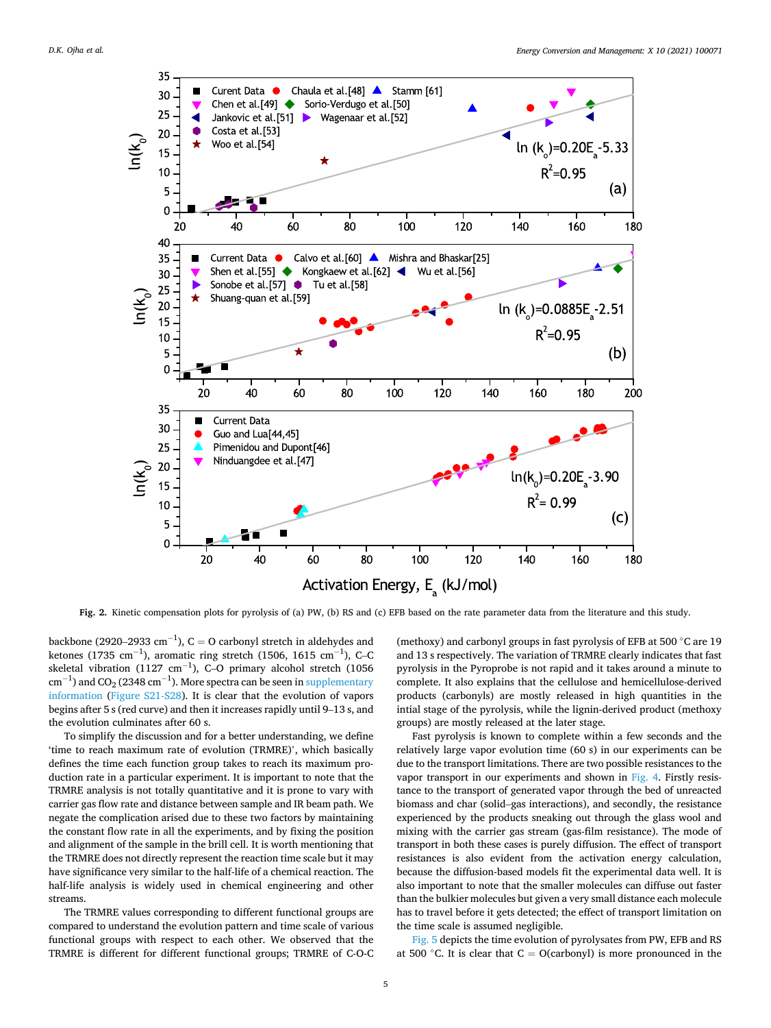Fig. 2. Kinetic compensation plots for pyrolysis of (a) PW, (b) RS and (c) EFB based on the rate parameter data from the literature and this study.

backbone (2920–2933 $cm^{-1}$), C = O carbonyl stretch in aldehydes and ketones (1735 $cm^{-1}$), aromatic ring stretch (1506, 1615 $cm^{-1}$), C–C skeletal vibration (1127 $cm^{-1}$), C–O primary alcohol stretch (1056 $cm^{-1}$) and $CO_2$ (2348 $cm^{-1}$). More spectra can be seen in supplementary information (Figure S21-S28). It is clear that the evolution of vapors begins after 5 s (red curve) and then it increases rapidly until 9–13 s, and the evolution culminates after 60 s.

To simplify the discussion and for a better understanding, we define 'time to reach maximum rate of evolution (TRMRE)', which basically defines the time each function group takes to reach its maximum production rate in a particular experiment. It is important to note that the TRMRE analysis is not totally quantitative and it is prone to vary with carrier gas flow rate and distance between sample and IR beam path. We negate the complication arised due to these two factors by maintaining the constant flow rate in all the experiments, and by fixing the position and alignment of the sample in the brill cell. It is worth mentioning that the TRMRE does not directly represent the reaction time scale but it may have significance very similar to the half-life of a chemical reaction. The half-life analysis is widely used in chemical engineering and other streams.

The TRMRE values corresponding to different functional groups are compared to understand the evolution pattern and time scale of various functional groups with respect to each other. We observed that the TRMRE is different for different functional groups; TRMRE of C-O-C (methoxy) and carbonyl groups in fast pyrolysis of EFB at 500 °C are 19 and 13 s respectively. The variation of TRMRE clearly indicates that fast pyrolysis in the Pyroprobe is not rapid and it takes around a minute to complete. It also explains that the cellulose and hemicellulose-derived products (carbonyls) are mostly released in high quantities in the intial stage of the pyrolysis, while the lignin-derived product (methoxy groups) are mostly released at the later stage.

Fast pyrolysis is known to complete within a few seconds and the relatively large vapor evolution time (60 s) in our experiments can be due to the transport limitations. There are two possible resistances to the vapor transport in our experiments and shown in Fig. 4. Firstly resistance to the transport of generated vapor through the bed of unreacted biomass and char (solid–gas interactions), and secondly, the resistance experienced by the products sneaking out through the glass wool and mixing with the carrier gas stream (gas-film resistance). The mode of transport in both these cases is purely diffusion. The effect of transport resistances is also evident from the activation energy calculation, because the diffusion-based models fit the experimental data well. It is also important to note that the smaller molecules can diffuse out faster than the bulkier molecules but given a very small distance each molecule has to travel before it gets detected; the effect of transport limitation on the time scale is assumed negligible.

Fig. 5 depicts the time evolution of pyrolysates from PW, EFB and RS at 500 °C. It is clear that C = O(carbonyl) is more pronounced in the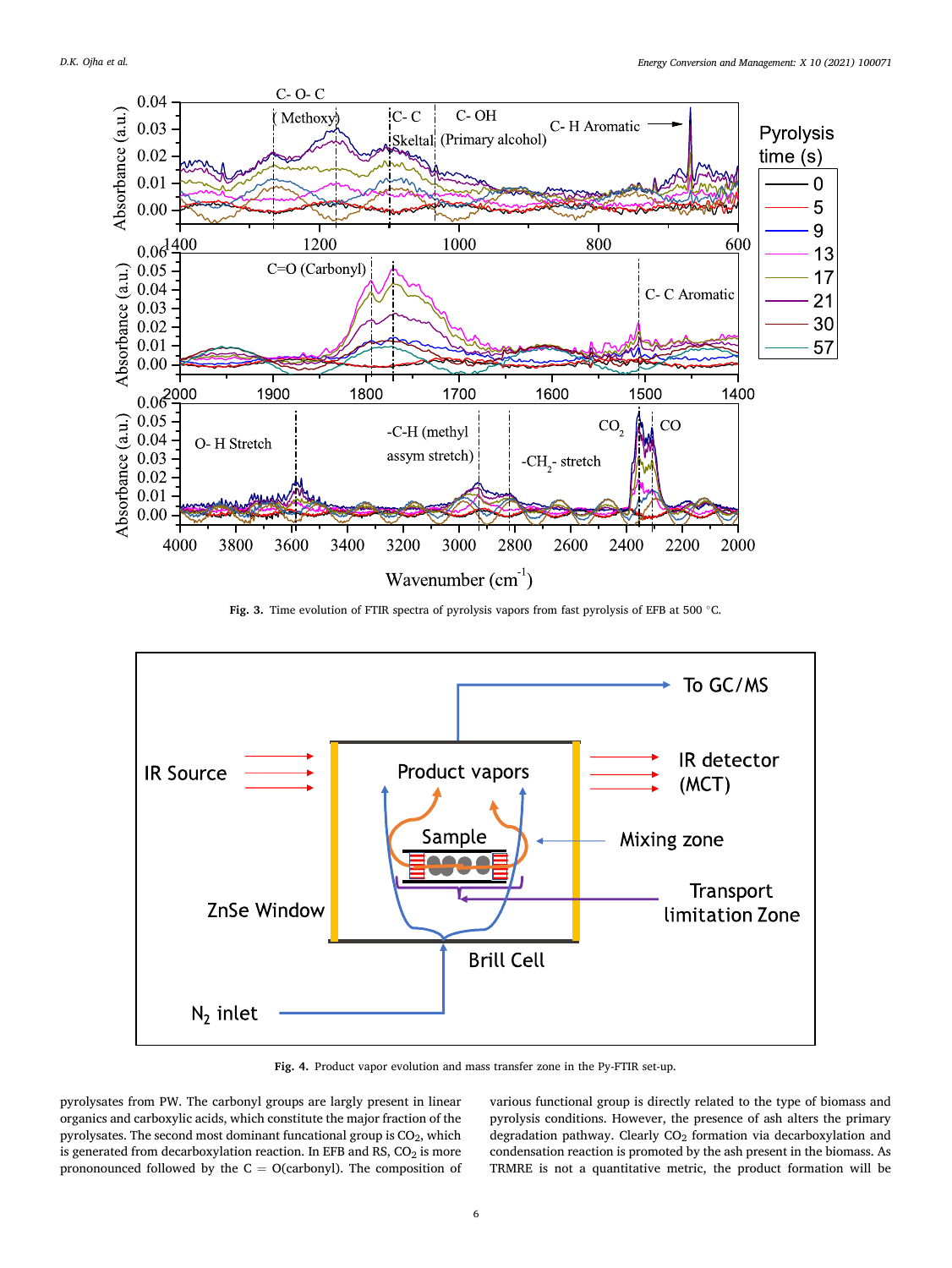Fig. 3. Time evolution of FTIR spectra of pyrolysis vapors from fast pyrolysis of EFB at 500 °C.

Fig. 4. Product vapor evolution and mass transfer zone in the Py-FTIR set-up.

pyrolysates from PW. The carbonyl groups are largely present in linear organics and carboxylic acids, which constitute the major fraction of the pyrolysates. The second most dominant funcational group is $CO_2$, which is generated from decarboxylation reaction. In EFB and RS, $CO_2$ is more prononounced followed by the C = O(carbonyl). The composition of various functional group is directly related to the type of biomass and pyrolysis conditions. However, the presence of ash alters the primary degradation pathway. Clearly $CO_2$ formation via decarboxylation and condensation reaction is promoted by the ash present in the biomass. As TRMRE is not a quantitative metric, the product formation will be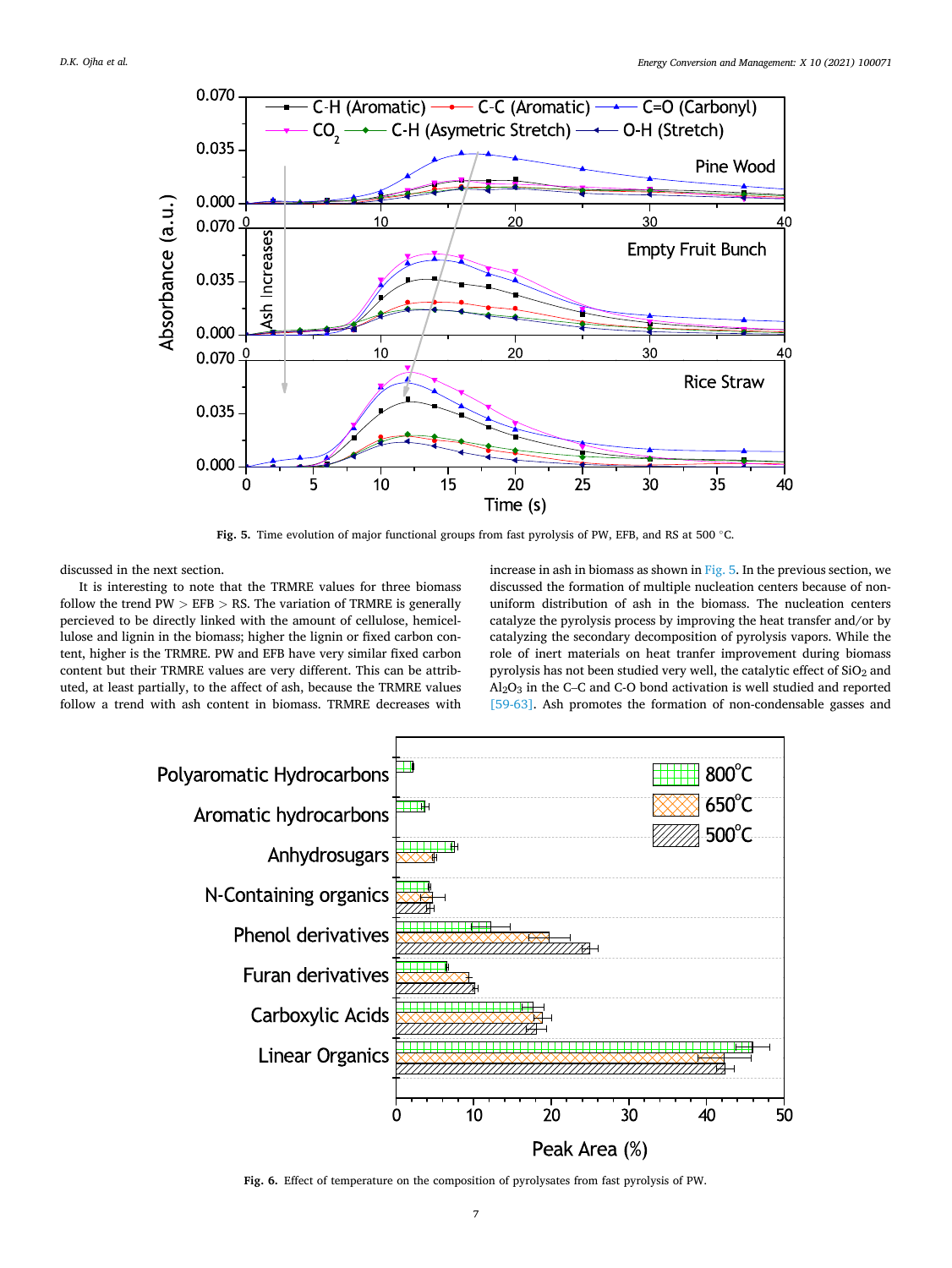Fig. 5. Time evolution of major functional groups from fast pyrolysis of PW, EFB, and RS at 500 °C.

discussed in the next section.

It is interesting to note that the TRMRE values for three biomass follow the trend PW > EFB > RS. The variation of TRMRE is generally percieved to be directly linked with the amount of cellulose, hemicellulose and lignin in the biomass; higher the lignin or fixed carbon content, higher is the TRMRE. PW and EFB have very similar fixed carbon content but their TRMRE values are very different. This can be attributed, at least partially, to the affect of ash, because the TRMRE values follow a trend with ash content in biomass. TRMRE decreases with increase in ash in biomass as shown in Fig. 5. In the previous section, we discussed the formation of multiple nucleation centers because of non-uniform distribution of ash in the biomass. The nucleation centers catalyze the pyrolysis process by improving the heat transfer and/or by catalyzing the secondary decomposition of pyrolysis vapors. While the role of inert materials on heat tranfer improvement during biomass pyrolysis has not been studied very well, the catalytic effect of $SiO_2$ and $Al_2O_3$ in the C–C and C-O bond activation is well studied and reported [59-63]. Ash promotes the formation of non-condensable gasses and

Fig. 6. Effect of temperature on the composition of pyrolysates from fast pyrolysis of PW.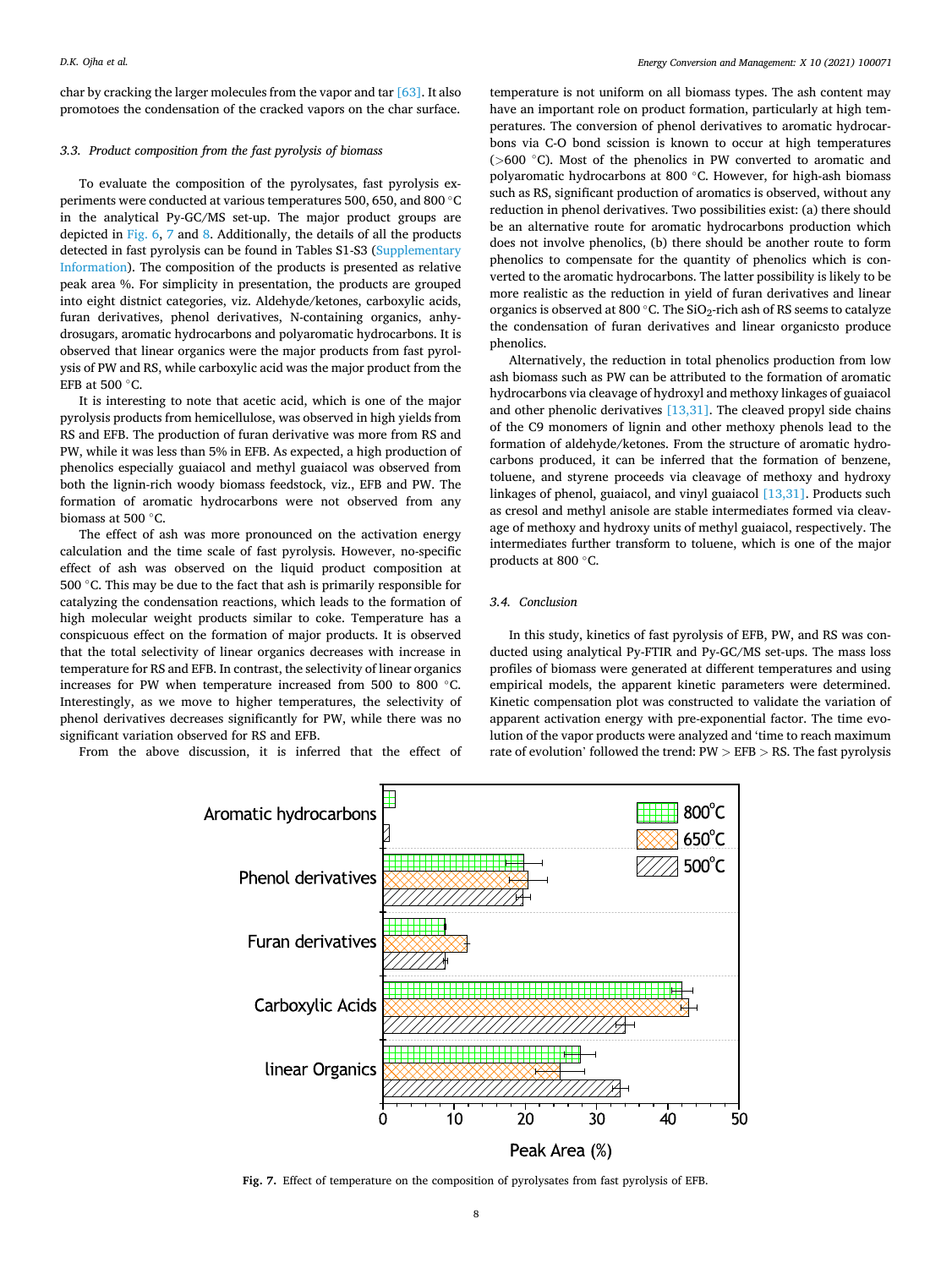char by cracking the larger molecules from the vapor and tar [63]. It also promotoes the condensation of the cracked vapors on the char surface.

### 3.3. Product composition from the fast pyrolysis of biomass

To evaluate the composition of the pyrolysates, fast pyrolysis experiments were conducted at various temperatures 500, 650, and 800 °C in the analytical Py-GC/MS set-up. The major product groups are depicted in Fig. 6, 7 and 8. Additionally, the details of all the products detected in fast pyrolysis can be found in Tables S1-S3 (Supplementary Information). The composition of the products is presented as relative peak area %. For simplicity in presentation, the products are grouped into eight distnict categories, viz. Aldehyde/ketones, carboxylic acids, furan derivatives, phenol derivatives, N-containing organics, anhydrosugars, aromatic hydrocarbons and polyaromatic hydrocarbons. It is observed that linear organics were the major products from fast pyrolysis of PW and RS, while carboxylic acid was the major product from the EFB at 500 °C.

It is interesting to note that acetic acid, which is one of the major pyrolysis products from hemicellulose, was observed in high yields from RS and EFB. The production of furan derivative was more from RS and PW, while it was less than 5% in EFB. As expected, a high production of phenolics especially guaiacol and methyl guaiacol was observed from both the lignin-rich woody biomass feedstock, viz., EFB and PW. The formation of aromatic hydrocarbons were not observed from any biomass at 500 °C.

The effect of ash was more pronounced on the activation energy calculation and the time scale of fast pyrolysis. However, no-specific effect of ash was observed on the liquid product composition at 500 °C. This may be due to the fact that ash is primarily responsible for catalyzing the condensation reactions, which leads to the formation of high molecular weight products similar to coke. Temperature has a conspicuous effect on the formation of major products. It is observed that the total selectivity of linear organics decreases with increase in temperature for RS and EFB. In contrast, the selectivity of linear organics increases for PW when temperature increased from 500 to 800 °C. Interestingly, as we move to higher temperatures, the selectivity of phenol derivatives decreases significantly for PW, while there was no significant variation observed for RS and EFB.

From the above discussion, it is inferred that the effect of temperature is not uniform on all biomass types. The ash content may have an important role on product formation, particularly at high temperatures. The conversion of phenol derivatives to aromatic hydrocarbons via C-O bond scission is known to occur at high temperatures (>600 °C). Most of the phenolics in PW converted to aromatic and polyaromatic hydrocarbons at 800 °C. However, for high-ash biomass such as RS, significant production of aromatics is observed, without any reduction in phenol derivatives. Two possibilities exist: (a) there should be an alternative route for aromatic hydrocarbons production which does not involve phenolics, (b) there should be another route to form phenolics to compensate for the quantity of phenolics which is converted to the aromatic hydrocarbons. The latter possibility is likely to be more realistic as the reduction in yield of furan derivatives and linear organics is observed at 800 °C. The $SiO_2$-rich ash of RS seems to catalyze the condensation of furan derivatives and linear organicsto produce phenolics.

Alternatively, the reduction in total phenolics production from low ash biomass such as PW can be attributed to the formation of aromatic hydrocarbons via cleavage of hydroxyl and methoxy linkages of guaiacol and other phenolic derivatives [13,31]. The cleaved propyl side chains of the C9 monomers of lignin and other methoxy phenols lead to the formation of aldehyde/ketones. From the structure of aromatic hydrocarbons produced, it can be inferred that the formation of benzene, toluene, and styrene proceeds via cleavage of methoxy and hydroxy linkages of phenol, guaiacol, and vinyl guaiacol [13,31]. Products such as cresol and methyl anisole are stable intermediates formed via cleavage of methoxy and hydroxy units of methyl guaiacol, respectively. The intermediates further transform to toluene, which is one of the major products at 800 °C.

### 3.4. Conclusion

In this study, kinetics of fast pyrolysis of EFB, PW, and RS was conducted using analytical Py-FTIR and Py-GC/MS set-ups. The mass loss profiles of biomass were generated at different temperatures and using empirical models, the apparent kinetic parameters were determined. Kinetic compensation plot was constructed to validate the variation of apparent activation energy with pre-exponential factor. The time evolution of the vapor products were analyzed and 'time to reach maximum rate of evolution' followed the trend: PW > EFB > RS. The fast pyrolysis

**Fig. 7.** Effect of temperature on the composition of pyrolysates from fast pyrolysis of EFB.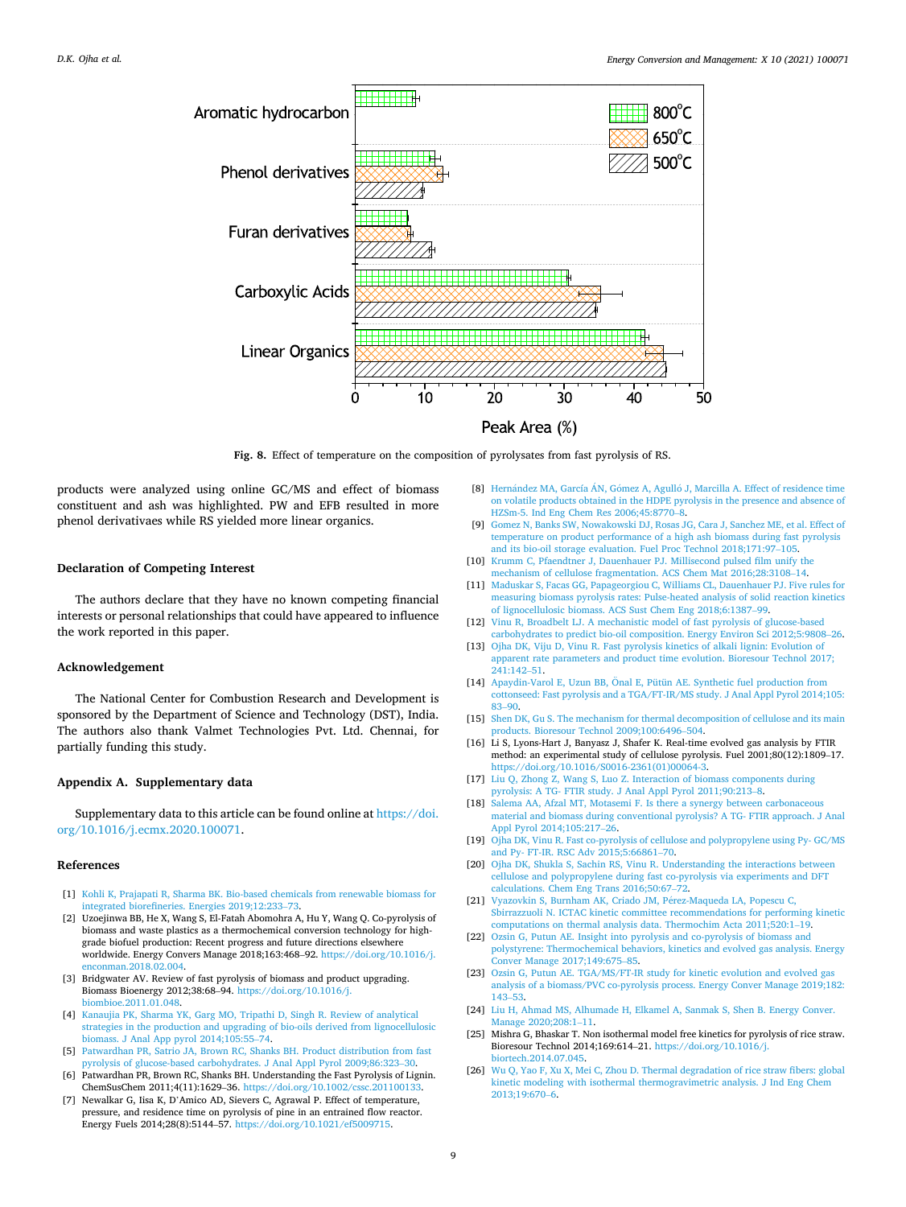Fig. 8. Effect of temperature on the composition of pyrolysates from fast pyrolysis of RS.

products were analyzed using online GC/MS and effect of biomass constituent and ash was highlighted. PW and EFB resulted in more phenol derivativaes while RS yielded more linear organics.

## Declaration of Competing Interest

The authors declare that they have no known competing financial interests or personal relationships that could have appeared to influence the work reported in this paper.

## Acknowledgement

The National Center for Combustion Research and Development is sponsored by the Department of Science and Technology (DST), India. The authors also thank Valmet Technologies Pvt. Ltd. Chennai, for partially funding this study.

## Appendix A. Supplementary data

Supplementary data to this article can be found online at https://doi.org/10.1016/j.ecmx.2020.100071.

## References

[1] Kohli K, Prajapati R, Sharma BK. Bio-based chemicals from renewable biomass for integrated biorefineries. Energies 2019;12:233–73.

[2] Uzoejinwa BB, He X, Wang S, El-Fatah Abomohra A, Hu Y, Wang Q. Co-pyrolysis of biomass and waste plastics as a thermochemical conversion technology for high-grade biofuel production: Recent progress and future directions elsewhere worldwide. Energy Convers Manage 2018;163:468–92. https://doi.org/10.1016/j.enconman.2018.02.004.

[3] Bridgwater AV. Review of fast pyrolysis of biomass and product upgrading. Biomass Bioenergy 2012;38:68–94. https://doi.org/10.1016/j.biombioe.2011.01.048.

[4] Kanaujia PK, Sharma YK, Garg MO, Tripathi D, Singh R. Review of analytical strategies in the production and upgrading of bio-oils derived from lignocellulosic biomass. J Anal App pyrol 2014;105:55–74.

[5] Patwardhan PR, Satrio JA, Brown RC, Shanks BH. Product distribution from fast pyrolysis of glucose-based carbohydrates. J Anal Appl Pyrol 2009;86:323–30.

[6] Patwardhan PR, Brown RC, Shanks BH. Understanding the Fast Pyrolysis of Lignin. ChemSusChem 2011;4(11):1629–36. https://doi.org/10.1002/cssc.201100133.

[7] Newalkar G, Iisa K, D'Amico AD, Sievers C, Agrawal P. Effect of temperature, pressure, and residence time on pyrolysis of pine in an entrained flow reactor. Energy Fuels 2014;28(8):5144–57. https://doi.org/10.1021/ef5009715.

[8] Hernández MA, García ÁN, Gómez A, Agulló J, Marcilla A. Effect of residence time on volatile products obtained in the HDPE pyrolysis in the presence and absence of HZSm-5. Ind Eng Chem Res 2006;45:8770–8.

[9] Gomez N, Banks SW, Nowakowski DJ, Rosas JG, Cara J, Sanchez ME, et al. Effect of temperature on product performance of a high ash biomass during fast pyrolysis and its bio-oil storage evaluation. Fuel Proc Technol 2018;171:97–105.

[10] Krumm C, Pfaendtner J, Dauenhauer PJ. Millisecond pulsed film unify the mechanism of cellulose fragmentation. ACS Chem Mat 2016;28:3108–14.

[11] Maduskar S, Facas GG, Papageorgiou C, Williams CL, Dauenhauer PJ. Five rules for measuring biomass pyrolysis rates: Pulse-heated analysis of solid reaction kinetics of lignocellulosic biomass. ACS Sust Chem Eng 2018;6:1387–99.

[12] Vinu R, Broadbelt LJ. A mechanistic model of fast pyrolysis of glucose-based carbohydrates to predict bio-oil composition. Energy Environ Sci 2012;5:9808–26.

[13] Ojha DK, Viju D, Vinu R. Fast pyrolysis kinetics of alkali lignin: Evolution of apparent rate parameters and product time evolution. Bioresour Technol 2017; 241:142–51.

[14] Apaydin-Varol E, Uzun BB, Önal E, Pütün AE. Synthetic fuel production from cottonseed: Fast pyrolysis and a TGA/FT-IR/MS study. J Anal Appl Pyrol 2014;105: 83–90.

[15] Shen DK, Gu S. The mechanism for thermal decomposition of cellulose and its main products. Bioresour Technol 2009;100:6496–504.

[16] Li S, Lyons-Hart J, Banyasz J, Shafer K. Real-time evolved gas analysis by FTIR method: an experimental study of cellulose pyrolysis. Fuel 2001;80(12):1809–17. https://doi.org/10.1016/S0016-2361(01)00064-3.

[17] Liu Q, Zhong Z, Wang S, Luo Z. Interaction of biomass components during pyrolysis: A TG- FTIR study. J Anal Appl Pyrol 2011;90:213–8.

[18] Salema AA, Afzal MT, Motasemi F. Is there a synergy between carbonaceous material and biomass during conventional pyrolysis? A TG- FTIR approach. J Anal Appl Pyrol 2014;105:217–26.

[19] Ojha DK, Vinu R. Fast co-pyrolysis of cellulose and polypropylene using Py- GC/MS and Py- FT-IR. RSC Adv 2015;5:66861–70.

[20] Ojha DK, Shukla S, Sachin RS, Vinu R. Understanding the interactions between cellulose and polypropylene during fast co-pyrolysis via experiments and DFT calculations. Chem Eng Trans 2016;50:67–72.

[21] Vyazovkin S, Burnham AK, Criado JM, Pérez-Maqueda LA, Popescu C, Sbirrazzuoli N. ICTAC kinetic committee recommendations for performing kinetic computations on thermal analysis data. Thermochim Acta 2011;520:1–19.

[22] Ozsin G, Putun AE. Insight into pyrolysis and co-pyrolysis of biomass and polystyrene: Thermochemical behaviors, kinetics and evolved gas analysis. Energy Conver Manage 2017;149:675–85.

[23] Ozsin G, Putun AE. TGA/MS/FT-IR study for kinetic evolution and evolved gas analysis of a biomass/PVC co-pyrolysis process. Energy Conver Manage 2019;182: 143–53.

[24] Liu H, Ahmad MS, Alhumade H, Elkamel A, Sanmak S, Shen B. Energy Conver. Manage 2020;208:1–11.

[25] Mishra G, Bhaskar T. Non isothermal model free kinetics for pyrolysis of rice straw. Bioresour Technol 2014;169:614–21. https://doi.org/10.1016/j.biortech.2014.07.045.

[26] Wu Q, Yao F, Xu X, Mei C, Zhou D. Thermal degradation of rice straw fibers: global kinetic modeling with isothermal thermogravimetric analysis. J Ind Eng Chem 2013;19:670–6.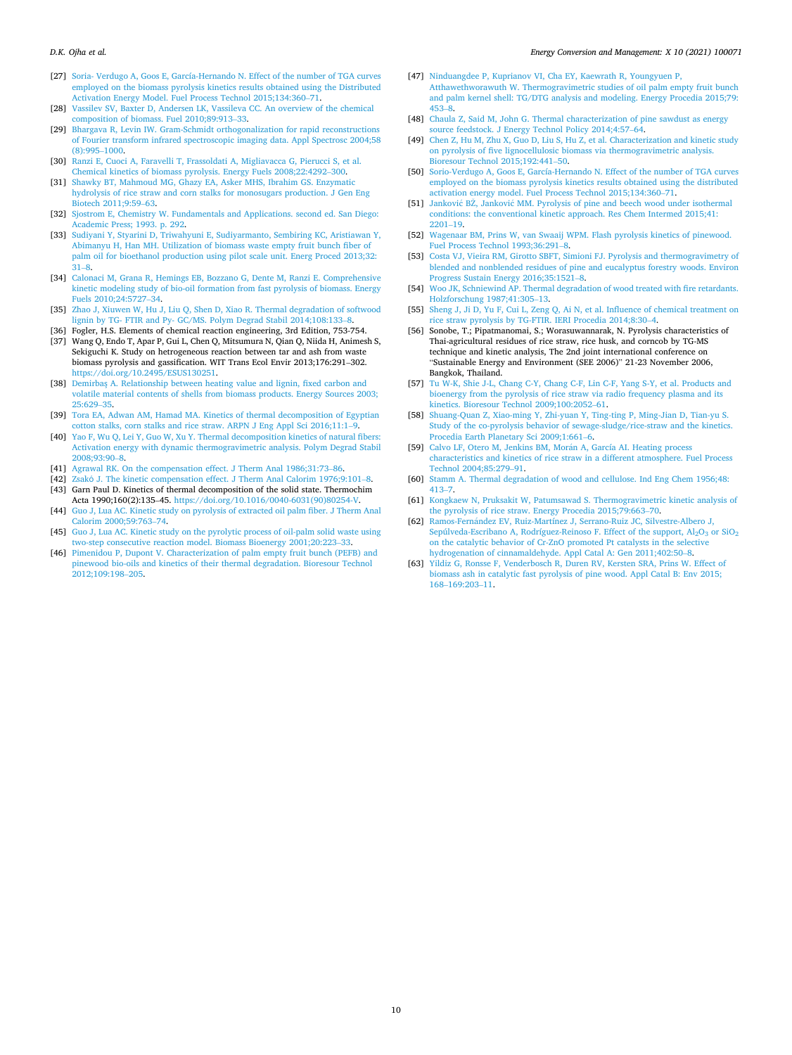[27] Soria- Verdugo A, Goos E, García-Hernando N. Effect of the number of TGA curves employed on the biomass pyrolysis kinetics results obtained using the Distributed Activation Energy Model. Fuel Process Technol 2015;134:360–71.

[28] Vassilev SV, Baxter D, Andersen LK, Vassileva CC. An overview of the chemical composition of biomass. Fuel 2010;89:913–33.

[29] Bhargava R, Levin IW. Gram-Schmidt orthogonalization for rapid reconstructions of Fourier transform infrared spectroscopic imaging data. Appl Spectrosc 2004;58 (8):995–1000.

[30] Ranzi E, Cuoci A, Faravelli T, Frassoldati A, Migliavacca G, Pierucci S, et al. Chemical kinetics of biomass pyrolysis. Energy Fuels 2008;22:4292–300.

[31] Shawky BT, Mahmoud MG, Ghazy EA, Asker MHS, Ibrahim GS. Enzymatic hydrolysis of rice straw and corn stalks for monosugars production. J Gen Eng Biotech 2011;9:59–63.

[32] Sjostrom E, Chemistry W. Fundamentals and Applications. second ed. San Diego: Academic Press; 1993. p. 292.

[33] Sudiyani Y, Styarini D, Triwahyuni E, Sudiyarmanto, Sembiring KC, Aristiawan Y, Abimanyu H, Han MH. Utilization of biomass waste empty fruit bunch fiber of palm oil for bioethanol production using pilot scale unit. Energ Proced 2013;32: 31–8.

[34] Calonaci M, Grana R, Hemings EB, Bozzano G, Dente M, Ranzi E. Comprehensive kinetic modeling study of bio-oil formation from fast pyrolysis of biomass. Energy Fuels 2010;24:5727–34.

[35] Zhao J, Xiuwen W, Hu J, Liu Q, Shen D, Xiao R. Thermal degradation of softwood lignin by TG- FTIR and Py- GC/MS. Polym Degrad Stabil 2014;108:133–8.

[36] Fogler, H.S. Elements of chemical reaction engineering, 3rd Edition, 753-754.

[37] Wang Q, Endo T, Apar P, Gui L, Chen Q, Mitsumura N, Qian Q, Niida H, Animesh S, Sekiguchi K. Study on hetrogeneous reaction between tar and ash from waste biomass pyrolysis and gassification. WIT Trans Ecol Envir 2013;176:291–302. https://doi.org/10.2495/ESUS130251.

[38] Demirbaş A. Relationship between heating value and lignin, fixed carbon and volatile material contents of shells from biomass products. Energy Sources 2003; 25:629–35.

[39] Tora EA, Adwan AM, Hamad MA. Kinetics of thermal decomposition of Egyptian cotton stalks, corn stalks and rice straw. ARPN J Eng Appl Sci 2016;11:1–9.

[40] Yao F, Wu Q, Lei Y, Guo W, Xu Y. Thermal decomposition kinetics of natural fibers: Activation energy with dynamic thermogravimetric analysis. Polym Degrad Stabil 2008;93:90–8.

[41] Agrawal RK. On the compensation effect. J Therm Anal 1986;31:73–86.

[42] Zsakó J. The kinetic compensation effect. J Therm Anal Calorim 1976;9:101–8.

[43] Garn Paul D. Kinetics of thermal decomposition of the solid state. Thermochim Acta 1990;160(2):135–45. https://doi.org/10.1016/0040-6031(90)80254-V.

[44] Guo J, Lua AC. Kinetic study on pyrolysis of extracted oil palm fiber. J Therm Anal Calorim 2000;59:763–74.

[45] Guo J, Lua AC. Kinetic study on the pyrolytic process of oil-palm solid waste using two-step consecutive reaction model. Biomass Bioenergy 2001;20:223–33.

[46] Pimenidou P, Dupont V. Characterization of palm empty fruit bunch (PEFB) and pinewood bio-oils and kinetics of their thermal degradation. Bioresour Technol 2012;109:198–205.

[47] Ninduangdee P, Kuprianov VI, Cha EY, Kaewrath R, Youngyuen P, Atthawethworawuth W. Thermogravimetric studies of oil palm empty fruit bunch and palm kernel shell: TG/DTG analysis and modeling. Energy Procedia 2015;79: 453–8.

[48] Chaula Z, Said M, John G. Thermal characterization of pine sawdust as energy source feedstock. J Energy Technol Policy 2014;4:57–64.

[49] Chen Z, Hu M, Zhu X, Guo D, Liu S, Hu Z, et al. Characterization and kinetic study on pyrolysis of five lignocellulosic biomass via thermogravimetric analysis. Bioresour Technol 2015;192:441–50.

[50] Sorio-Verdugo A, Goos E, García-Hernando N. Effect of the number of TGA curves employed on the biomass pyrolysis kinetics results obtained using the distributed activation energy model. Fuel Process Technol 2015;134:360–71.

[51] Janković BZ, Janković MM. Pyrolysis of pine and beech wood under isothermal conditions: the conventional kinetic approach. Res Chem Intermed 2015;41: 2201–19.

[52] Wagenaar BM, Prins W, van Swaaij WPM. Flash pyrolysis kinetics of pinewood. Fuel Process Technol 1993;36:291–8.

[53] Costa VJ, Vieira RM, Girotto SBFT, Simioni FJ. Pyrolysis and thermogravimetry of blended and nonblended residues of pine and eucalyptus forestry woods. Environ Progress Sustain Energy 2016;35:1521–8.

[54] Woo JK, Schniewind AP. Thermal degradation of wood treated with fire retardants. Holzforschung 1987;41:305–13.

[55] Sheng J, Ji D, Yu F, Cui L, Zeng Q, Ai N, et al. Influence of chemical treatment on rice straw pyrolysis by TG-FTIR. IERI Procedia 2014;8:30–4.

[56] Sonobe, T.; Pipatmanomai, S.; Worasuwannarak, N. Pyrolysis characteristics of Thai-agricultural residues of rice straw, rice husk, and corncob by TG-MS technique and kinetic analysis, The 2nd joint international conference on "Sustainable Energy and Environment (SEE 2006)" 21-23 November 2006, Bangkok, Thailand.

[57] Tu W-K, Shie J-L, Chang C-Y, Chang C-F, Lin C-F, Yang S-Y, et al. Products and bioenergy from the pyrolysis of rice straw via radio frequency plasma and its kinetics. Bioresour Technol 2009;100:2052–61.

[58] Shuang-Quan Z, Xiao-ming Y, Zhi-yuan Y, Ting-ting P, Ming-Jian D, Tian-yu S. Study of the co-pyrolysis behavior of sewage-sludge/rice-straw and the kinetics. Procedia Earth Planetary Sci 2009;1:661–6.

[59] Calvo LF, Otero M, Jenkins BM, Morán A, García AI. Heating process characteristics and kinetics of rice straw in a different atmosphere. Fuel Process Technol 2004;85:279–91.

[60] Stamm A. Thermal degradation of wood and cellulose. Ind Eng Chem 1956;48: 413–7.

[61] Kongkaew N, Pruksakit W, Patumsawad S. Thermogravimetric kinetic analysis of the pyrolysis of rice straw. Energy Procedia 2015;79:663–70.

[62] Ramos-Fernández EV, Ruiz-Martínez J, Serrano-Ruiz JC, Silvestre-Albero J, Sepúlveda-Escribano A, Rodríguez-Reinoso F. Effect of the support, $Al_2O_3$ or $SiO_2$ on the catalytic behavior of Cr-ZnO promoted Pt catalysts in the selective hydrogenation of cinnamaldehyde. Appl Catal A: Gen 2011;402:50–8.

[63] Yildiz G, Ronsse F, Venderbosch R, Duren RV, Kersten SRA, Prins W. Effect of biomass ash in catalytic fast pyrolysis of pine wood. Appl Catal B: Env 2015; 168–169:203–11.